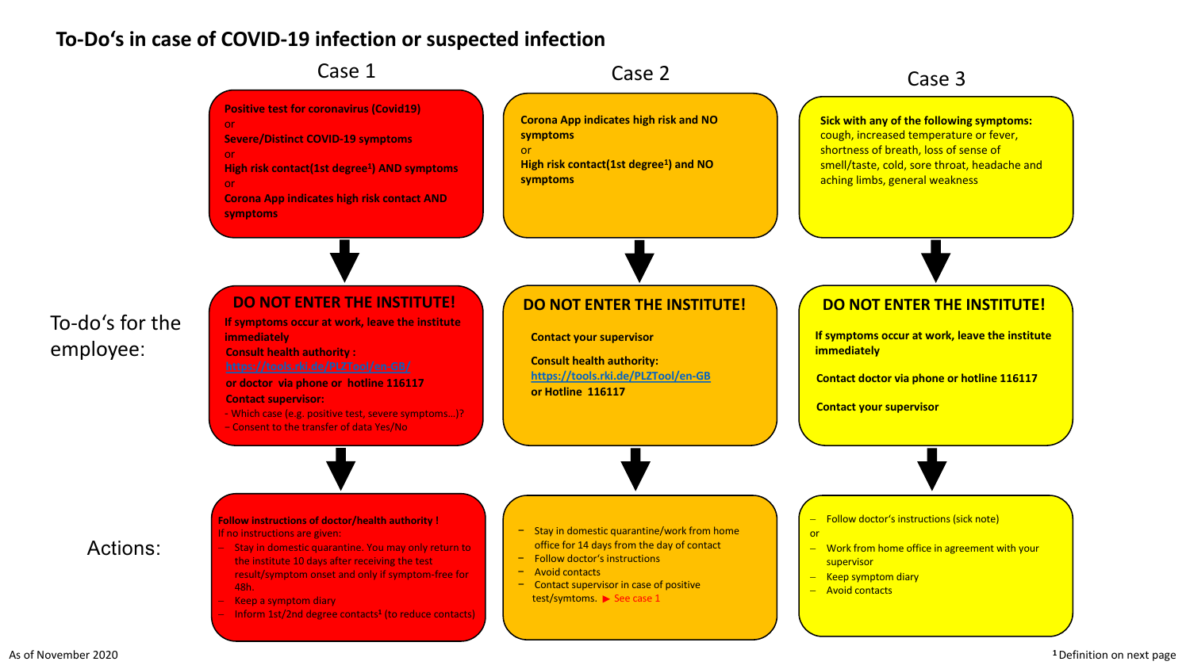# To-Do's in case of COVID-19 infection or suspected infection

## Case 1

**Positive test for coronavirus (Covid19)**
or
**Severe/Distinct COVID-19 symptoms**
or
**High risk contact(1st degree[1]) AND symptoms**
or
**Corona App indicates high risk contact AND symptoms**

### To-do's for the employee:

**DO NOT ENTER THE INSTITUTE!**

**If symptoms occur at work, leave the institute immediately**

**Consult health authority :** https://tools.rki.de/PLZTool/en-GB/ **or doctor via phone or hotline 116117**

**Contact supervisor:**
- Which case (e.g. positive test, severe symptoms…)?
- Consent to the transfer of data Yes/No

### Actions:

**Follow instructions of doctor/health authority !**
If no instructions are given:
- Stay in domestic quarantine. You may only return to the institute 10 days after receiving the test result/symptom onset and only if symptom-free for 48h.
- Keep a symptom diary
- Inform 1st/2nd degree contacts[1] (to reduce contacts)

## Case 2

**Corona App indicates high risk and NO symptoms**
or
**High risk contact(1st degree[1]) and NO symptoms**

### To-do's for the employee:

**DO NOT ENTER THE INSTITUTE!**

**Contact your supervisor**

**Consult health authority:** https://tools.rki.de/PLZTool/en-GB **or Hotline 116117**

### Actions:

- Stay in domestic quarantine/work from home office for 14 days from the day of contact
- Follow doctor's instructions
- Avoid contacts
- Contact supervisor in case of positive test/symtoms. ▶ See case 1

## Case 3

**Sick with any of the following symptoms:** cough, increased temperature or fever, shortness of breath, loss of sense of smell/taste, cold, sore throat, headache and aching limbs, general weakness

### To-do's for the employee:

**DO NOT ENTER THE INSTITUTE!**

**If symptoms occur at work, leave the institute immediately**

**Contact doctor via phone or hotline 116117**

**Contact your supervisor**

### Actions:

- Follow doctor's instructions (sick note)

or

- Work from home office in agreement with your supervisor
- Keep symptom diary
- Avoid contacts

As of November 2020

[1] Definition on next page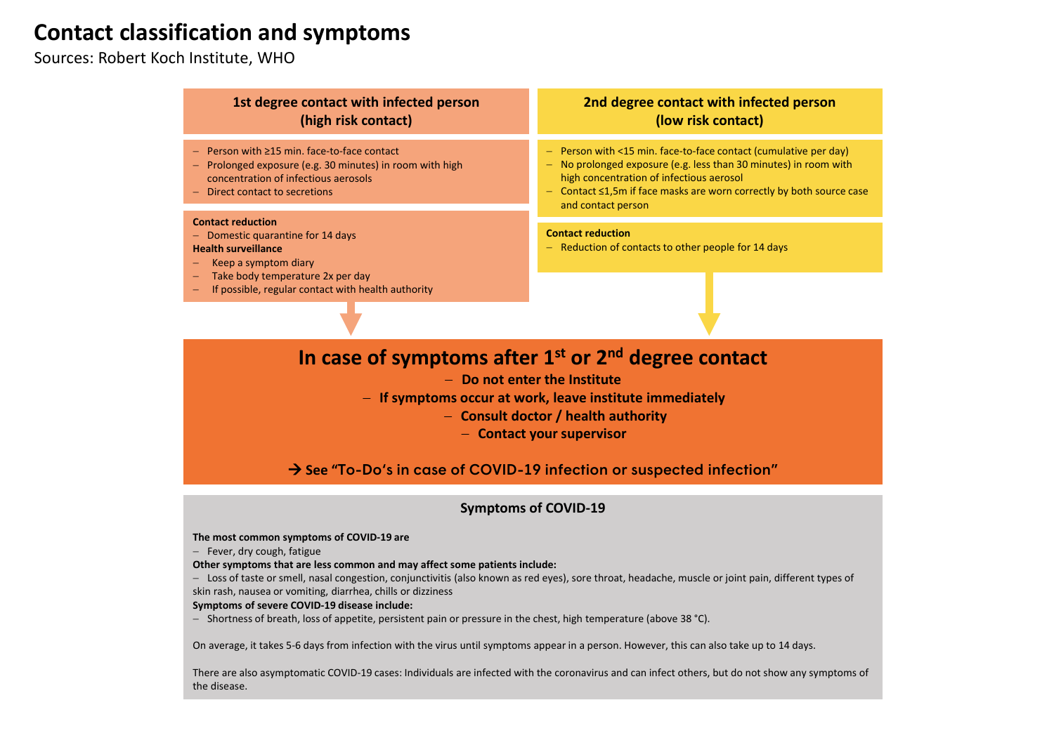# Contact classification and symptoms

Sources: Robert Koch Institute, WHO

## 1st degree contact with infected person (high risk contact)

- Person with ≥15 min. face-to-face contact
- Prolonged exposure (e.g. 30 minutes) in room with high concentration of infectious aerosols
- Direct contact to secretions

**Contact reduction**

- Domestic quarantine for 14 days

**Health surveillance**

- Keep a symptom diary
- Take body temperature 2x per day
- If possible, regular contact with health authority

## 2nd degree contact with infected person (low risk contact)

- Person with <15 min. face-to-face contact (cumulative per day)
- No prolonged exposure (e.g. less than 30 minutes) in room with high concentration of infectious aerosol
- Contact ≤1,5m if face masks are worn correctly by both source case and contact person

**Contact reduction**

- Reduction of contacts to other people for 14 days

## In case of symptoms after 1st or 2nd degree contact

- **Do not enter the Institute**
- **If symptoms occur at work, leave institute immediately**
- **Consult doctor / health authority**
- **Contact your supervisor**

**→ See "To-Do's in case of COVID-19 infection or suspected infection"**

## Symptoms of COVID-19

**The most common symptoms of COVID-19 are**

- Fever, dry cough, fatigue

**Other symptoms that are less common and may affect some patients include:**

- Loss of taste or smell, nasal congestion, conjunctivitis (also known as red eyes), sore throat, headache, muscle or joint pain, different types of skin rash, nausea or vomiting, diarrhea, chills or dizziness

**Symptoms of severe COVID-19 disease include:**

- Shortness of breath, loss of appetite, persistent pain or pressure in the chest, high temperature (above 38 °C).

On average, it takes 5-6 days from infection with the virus until symptoms appear in a person. However, this can also take up to 14 days.

There are also asymptomatic COVID-19 cases: Individuals are infected with the coronavirus and can infect others, but do not show any symptoms of the disease.